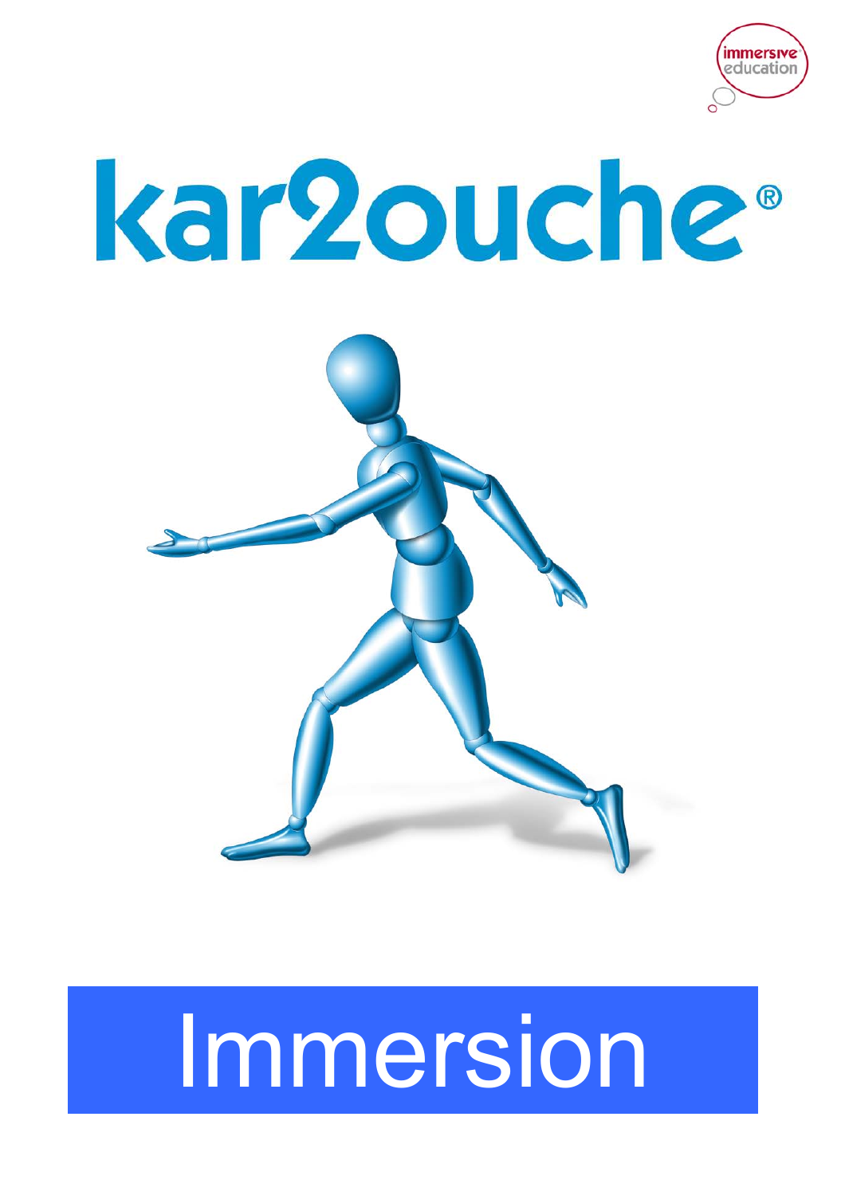immersive education

# kar2ouche®

# Immersion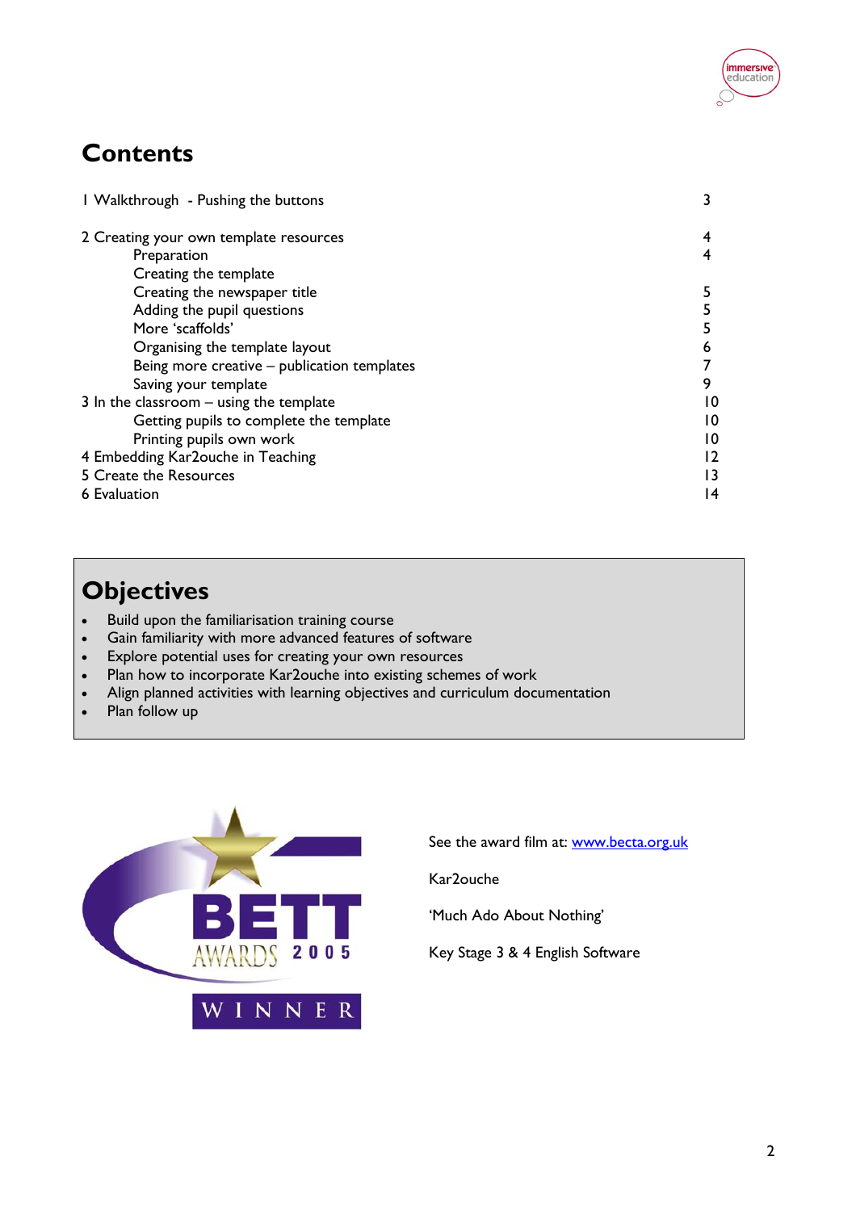# Contents

| | |
|---|---|
| 1 Walkthrough - Pushing the buttons | 3 |
| 2 Creating your own template resources | 4 |
| Preparation | 4 |
| Creating the template | |
| Creating the newspaper title | 5 |
| Adding the pupil questions | 5 |
| More 'scaffolds' | 5 |
| Organising the template layout | 6 |
| Being more creative – publication templates | 7 |
| Saving your template | 9 |
| 3 In the classroom – using the template | 10 |
| Getting pupils to complete the template | 10 |
| Printing pupils own work | 10 |
| 4 Embedding Kar2ouche in Teaching | 12 |
| 5 Create the Resources | 13 |
| 6 Evaluation | 14 |

# Objectives

- Build upon the familiarisation training course
- Gain familiarity with more advanced features of software
- Explore potential uses for creating your own resources
- Plan how to incorporate Kar2ouche into existing schemes of work
- Align planned activities with learning objectives and curriculum documentation
- Plan follow up

BETT AWARDS 2005 WINNER

See the award film at: www.becta.org.uk

Kar2ouche

'Much Ado About Nothing'

Key Stage 3 & 4 English Software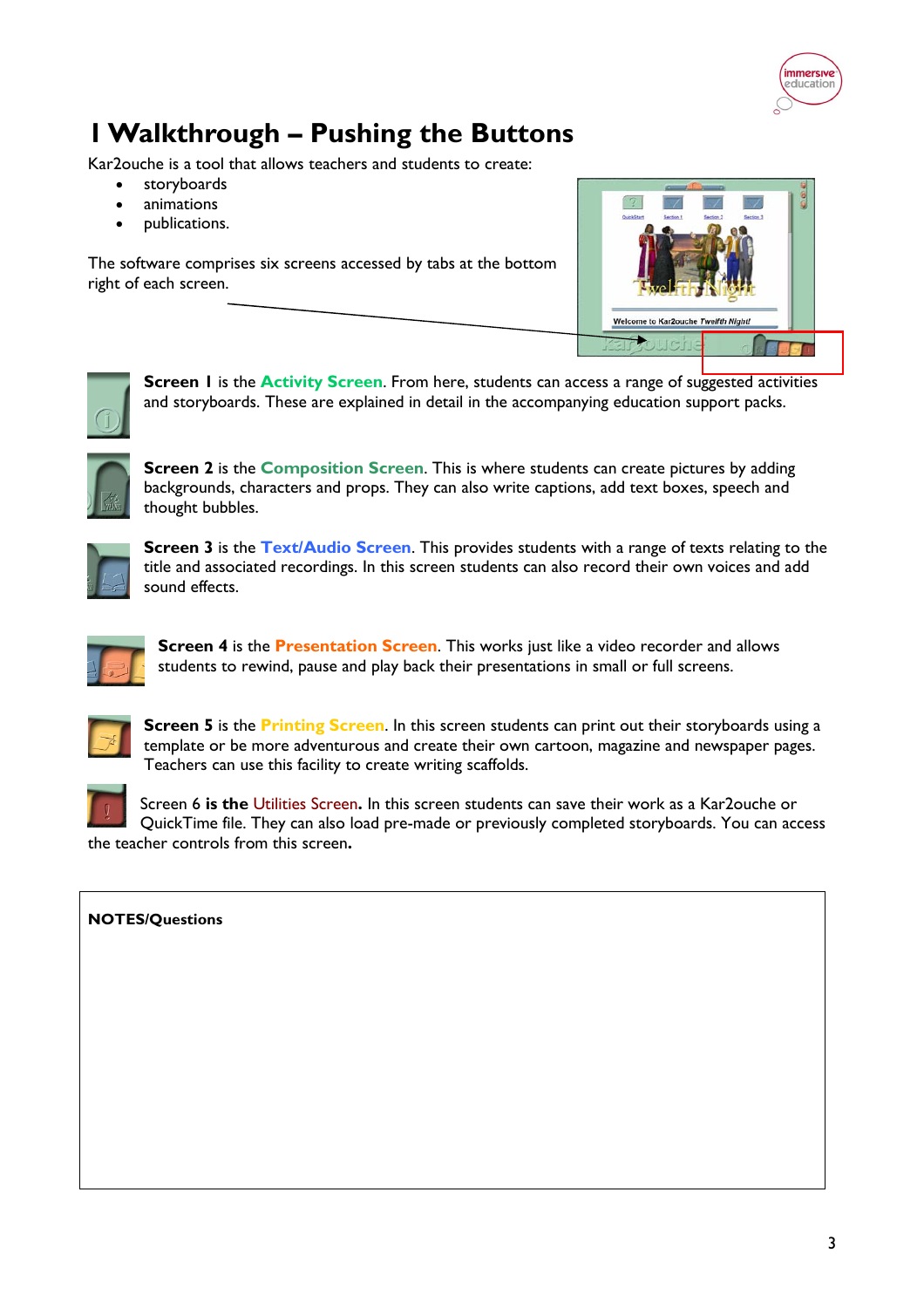# 1 Walkthrough – Pushing the Buttons

Kar2ouche is a tool that allows teachers and students to create:

- storyboards
- animations
- publications.

The software comprises six screens accessed by tabs at the bottom right of each screen.

**Screen 1** is the **Activity Screen**. From here, students can access a range of suggested activities and storyboards. These are explained in detail in the accompanying education support packs.

**Screen 2** is the **Composition Screen**. This is where students can create pictures by adding backgrounds, characters and props. They can also write captions, add text boxes, speech and thought bubbles.

**Screen 3** is the **Text/Audio Screen**. This provides students with a range of texts relating to the title and associated recordings. In this screen students can also record their own voices and add sound effects.

**Screen 4** is the **Presentation Screen**. This works just like a video recorder and allows students to rewind, pause and play back their presentations in small or full screens.

**Screen 5** is the **Printing Screen**. In this screen students can print out their storyboards using a template or be more adventurous and create their own cartoon, magazine and newspaper pages. Teachers can use this facility to create writing scaffolds.

Screen 6 **is the** Utilities Screen**.** In this screen students can save their work as a Kar2ouche or QuickTime file. They can also load pre-made or previously completed storyboards. You can access the teacher controls from this screen**.**

**NOTES/Questions**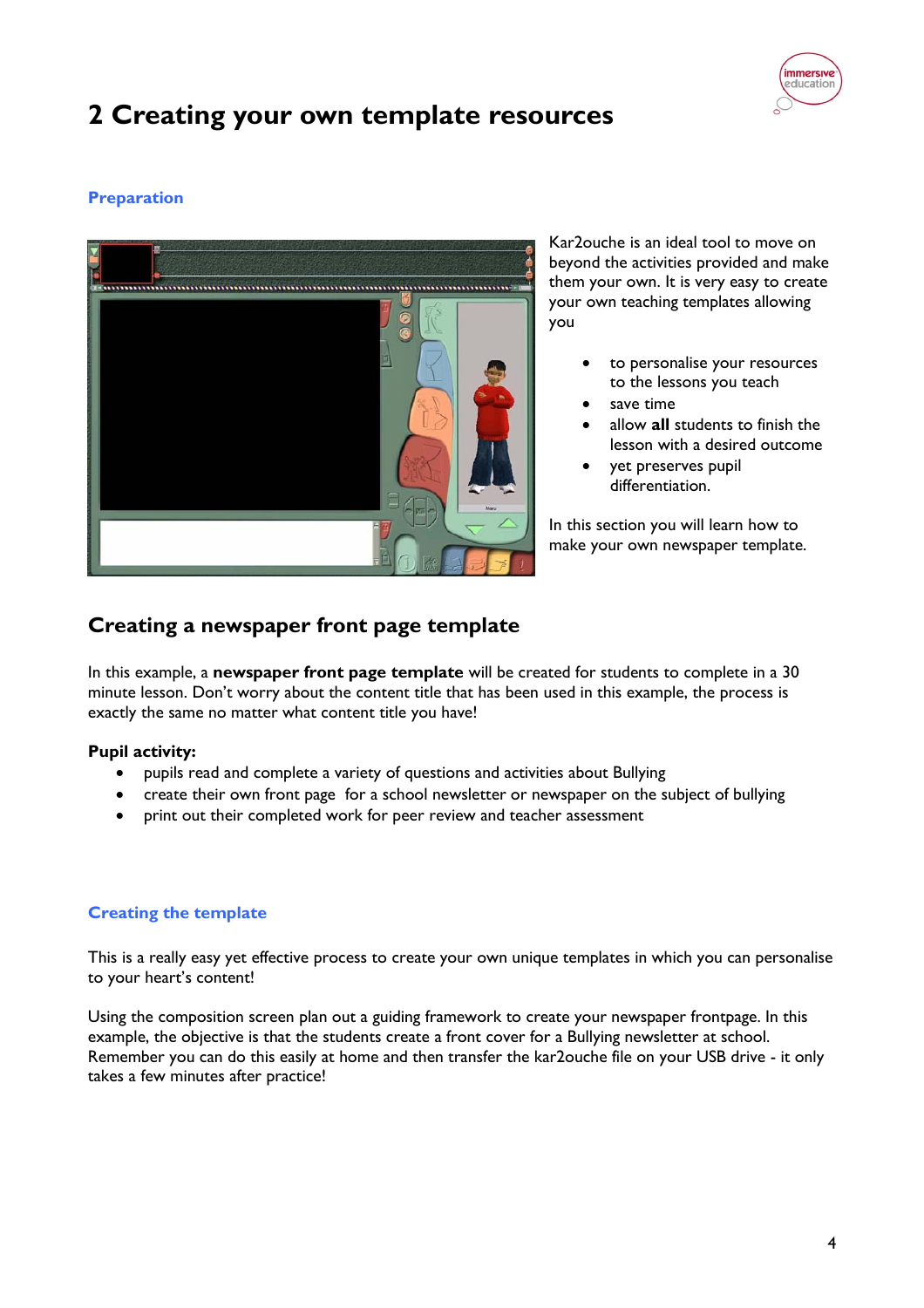# 2 Creating your own template resources

### Preparation

Kar2ouche is an ideal tool to move on beyond the activities provided and make them your own. It is very easy to create your own teaching templates allowing you

- to personalise your resources to the lessons you teach
- save time
- allow **all** students to finish the lesson with a desired outcome
- yet preserves pupil differentiation.

In this section you will learn how to make your own newspaper template.

## Creating a newspaper front page template

In this example, a **newspaper front page template** will be created for students to complete in a 30 minute lesson. Don't worry about the content title that has been used in this example, the process is exactly the same no matter what content title you have!

**Pupil activity:**

- pupils read and complete a variety of questions and activities about Bullying
- create their own front page for a school newsletter or newspaper on the subject of bullying
- print out their completed work for peer review and teacher assessment

### Creating the template

This is a really easy yet effective process to create your own unique templates in which you can personalise to your heart's content!

Using the composition screen plan out a guiding framework to create your newspaper frontpage. In this example, the objective is that the students create a front cover for a Bullying newsletter at school. Remember you can do this easily at home and then transfer the kar2ouche file on your USB drive - it only takes a few minutes after practice!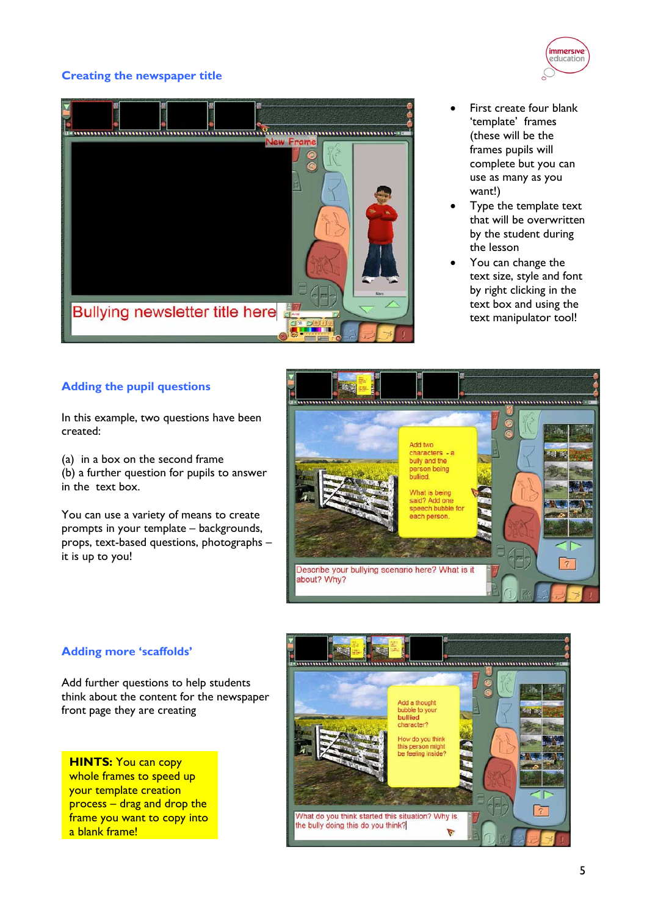## Creating the newspaper title

- First create four blank 'template' frames (these will be the frames pupils will complete but you can use as many as you want!)
- Type the template text that will be overwritten by the student during the lesson
- You can change the text size, style and font by right clicking in the text box and using the text manipulator tool!

## Adding the pupil questions

In this example, two questions have been created:

(a) in a box on the second frame
(b) a further question for pupils to answer in the text box.

You can use a variety of means to create prompts in your template – backgrounds, props, text-based questions, photographs – it is up to you!

## Adding more 'scaffolds'

Add further questions to help students think about the content for the newspaper front page they are creating

**HINTS:** You can copy whole frames to speed up your template creation process – drag and drop the frame you want to copy into a blank frame!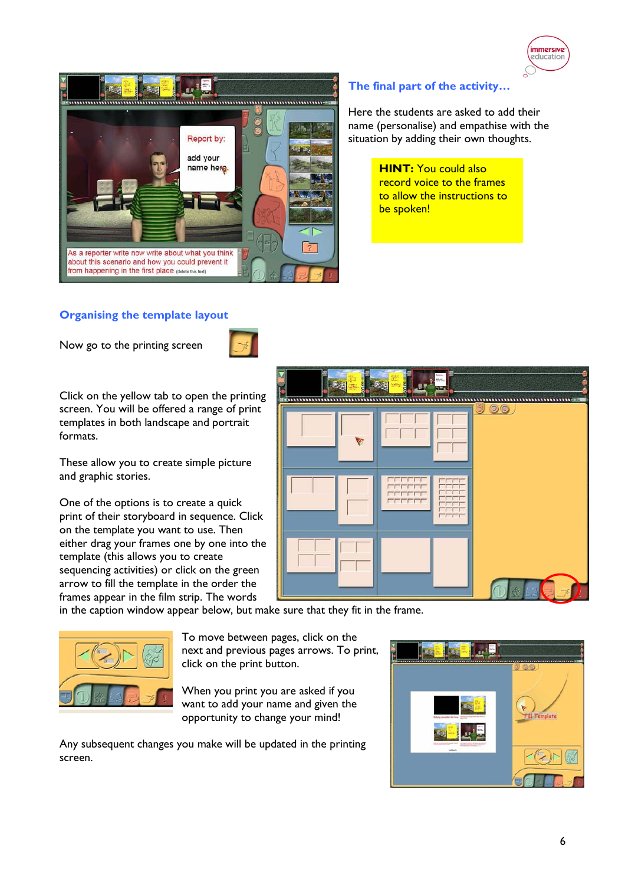## The final part of the activity…

Here the students are asked to add their name (personalise) and empathise with the situation by adding their own thoughts.

**HINT:** You could also record voice to the frames to allow the instructions to be spoken!

## Organising the template layout

Now go to the printing screen

Click on the yellow tab to open the printing screen. You will be offered a range of print templates in both landscape and portrait formats.

These allow you to create simple picture and graphic stories.

One of the options is to create a quick print of their storyboard in sequence. Click on the template you want to use. Then either drag your frames one by one into the template (this allows you to create sequencing activities) or click on the green arrow to fill the template in the order the frames appear in the film strip. The words in the caption window appear below, but make sure that they fit in the frame.

To move between pages, click on the next and previous pages arrows. To print, click on the print button.

When you print you are asked if you want to add your name and given the opportunity to change your mind!

Any subsequent changes you make will be updated in the printing screen.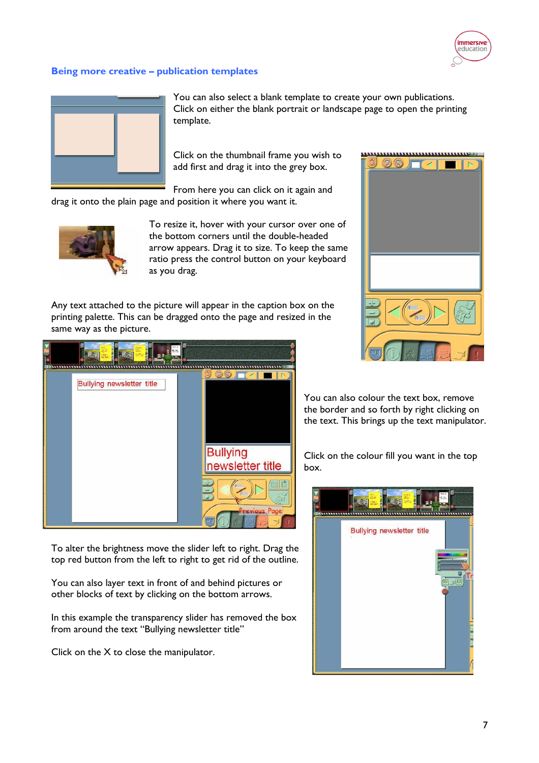## Being more creative – publication templates

You can also select a blank template to create your own publications. Click on either the blank portrait or landscape page to open the printing template.

Click on the thumbnail frame you wish to add first and drag it into the grey box.

From here you can click on it again and drag it onto the plain page and position it where you want it.

To resize it, hover with your cursor over one of the bottom corners until the double-headed arrow appears. Drag it to size. To keep the same ratio press the control button on your keyboard as you drag.

Any text attached to the picture will appear in the caption box on the printing palette. This can be dragged onto the page and resized in the same way as the picture.

You can also colour the text box, remove the border and so forth by right clicking on the text. This brings up the text manipulator.

Click on the colour fill you want in the top box.

To alter the brightness move the slider left to right. Drag the top red button from the left to right to get rid of the outline.

You can also layer text in front of and behind pictures or other blocks of text by clicking on the bottom arrows.

In this example the transparency slider has removed the box from around the text "Bullying newsletter title"

Click on the X to close the manipulator.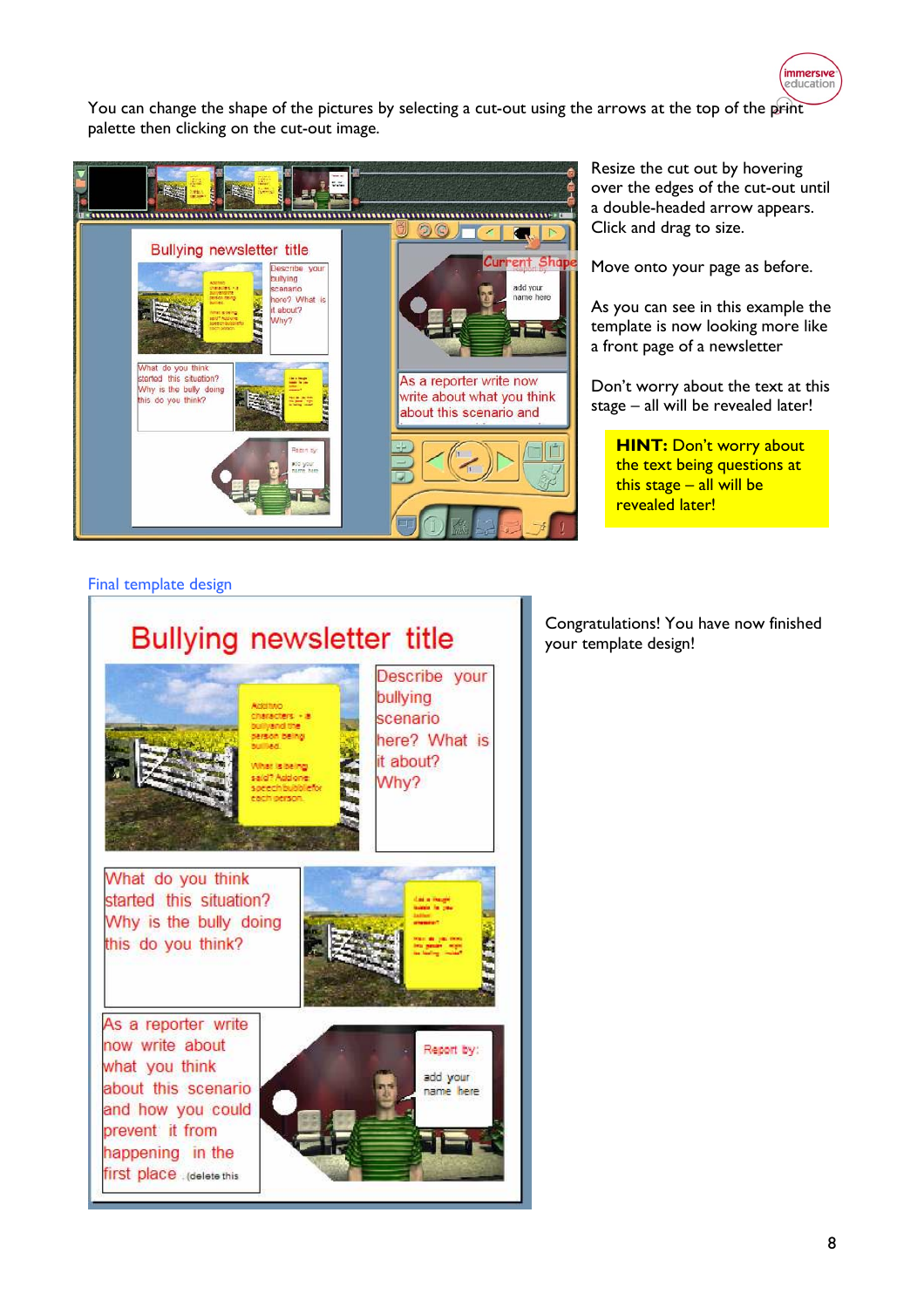You can change the shape of the pictures by selecting a cut-out using the arrows at the top of the print palette then clicking on the cut-out image.

Resize the cut out by hovering over the edges of the cut-out until a double-headed arrow appears. Click and drag to size.

Move onto your page as before.

As you can see in this example the template is now looking more like a front page of a newsletter

Don't worry about the text at this stage – all will be revealed later!

**HINT:** Don't worry about the text being questions at this stage – all will be revealed later!

Final template design

Congratulations! You have now finished your template design!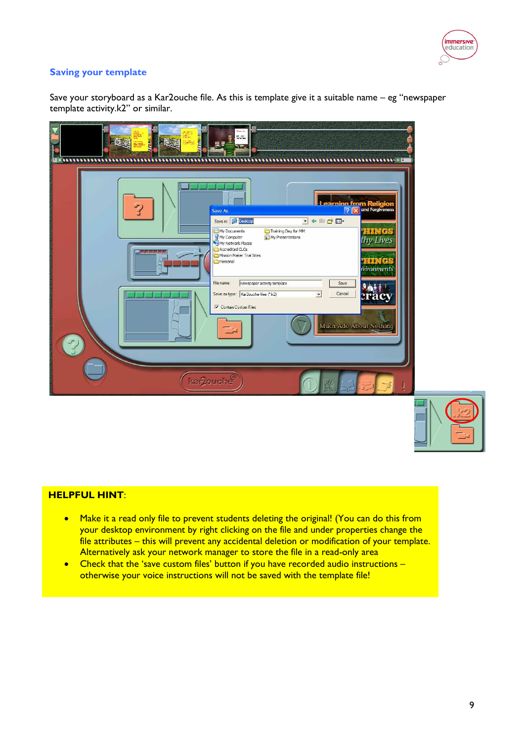## Saving your template

Save your storyboard as a Kar2ouche file. As this is template give it a suitable name – eg "newspaper template activity.k2" or similar.

**HELPFUL HINT**:

- Make it a read only file to prevent students deleting the original! (You can do this from your desktop environment by right clicking on the file and under properties change the file attributes – this will prevent any accidental deletion or modification of your template. Alternatively ask your network manager to store the file in a read-only area
- Check that the 'save custom files' button if you have recorded audio instructions – otherwise your voice instructions will not be saved with the template file!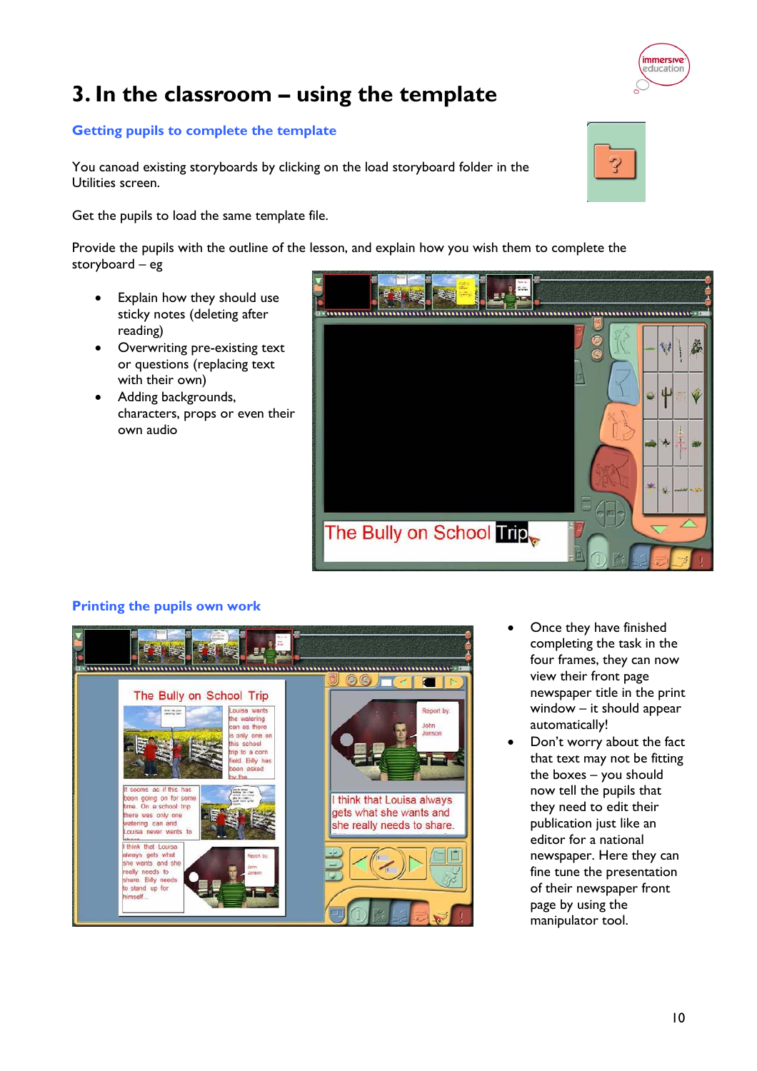# 3. In the classroom – using the template

### Getting pupils to complete the template

You canoad existing storyboards by clicking on the load storyboard folder in the Utilities screen.

Get the pupils to load the same template file.

Provide the pupils with the outline of the lesson, and explain how you wish them to complete the storyboard – eg

- Explain how they should use sticky notes (deleting after reading)
- Overwriting pre-existing text or questions (replacing text with their own)
- Adding backgrounds, characters, props or even their own audio

### Printing the pupils own work

- Once they have finished completing the task in the four frames, they can now view their front page newspaper title in the print window – it should appear automatically!
- Don't worry about the fact that text may not be fitting the boxes – you should now tell the pupils that they need to edit their publication just like an editor for a national newspaper. Here they can fine tune the presentation of their newspaper front page by using the manipulator tool.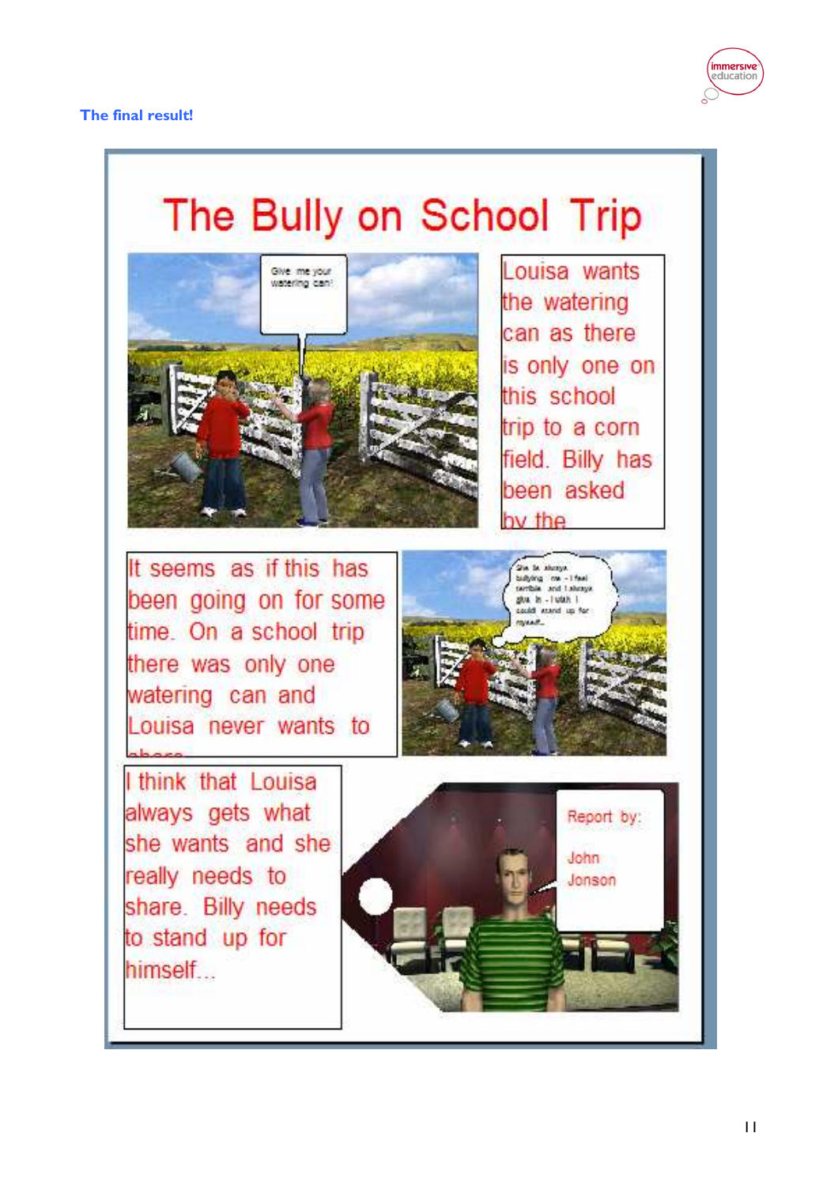**The final result!**

# The Bully on School Trip

Give me your watering can!

Louisa wants the watering can as there is only one on this school trip to a corn field. Billy has been asked by the

It seems as if this has been going on for some time. On a school trip there was only one watering can and Louisa never wants to share

She is always bullying me - I feel terrible and I always give in - I wish I could stand up for myself...

I think that Louisa always gets what she wants and she really needs to share. Billy needs to stand up for himself...

Report by:

John Jonson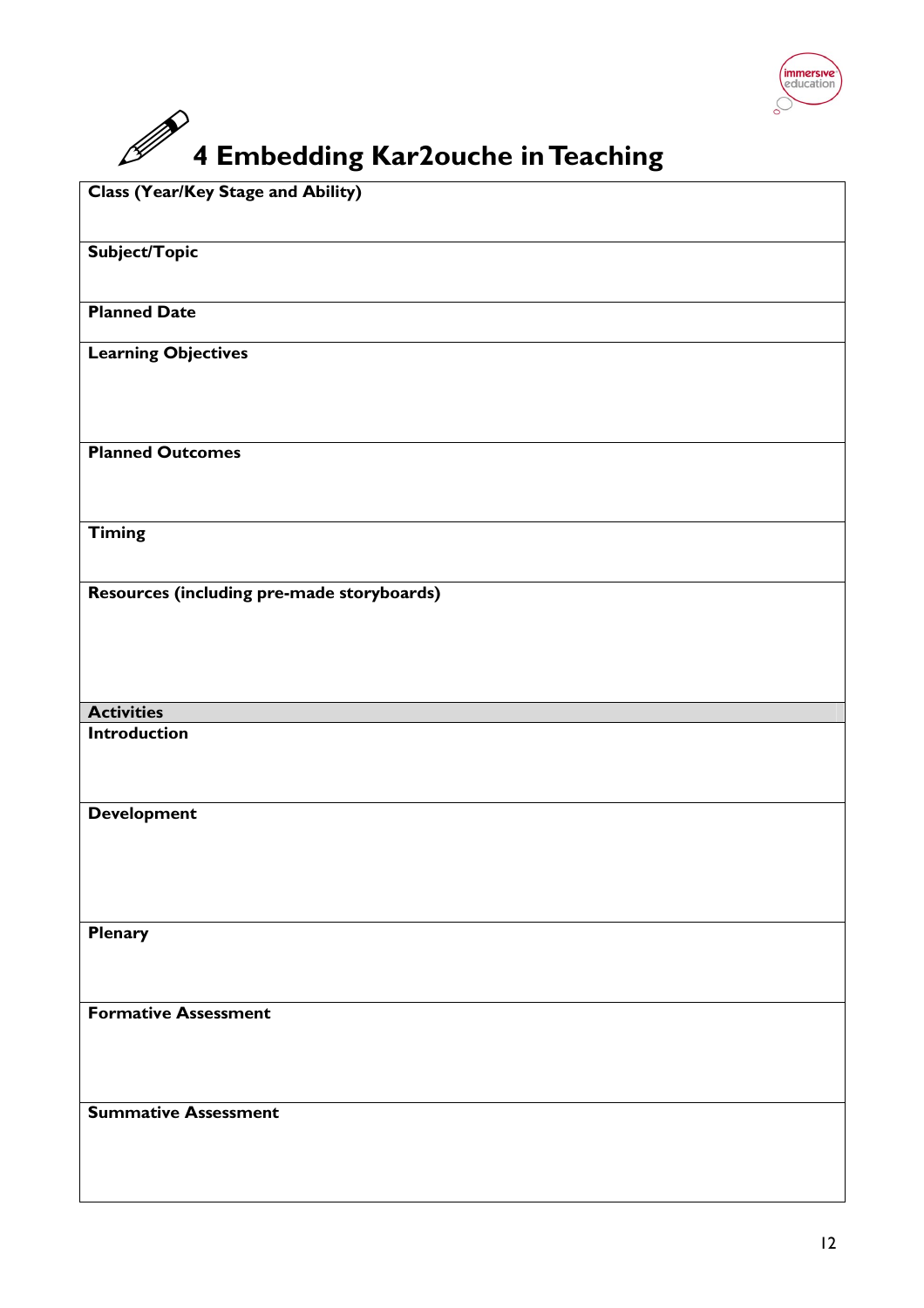# 4 Embedding Kar2ouche in Teaching

| Class (Year/Key Stage and Ability) |
|---|
| |
| **Subject/Topic** |
| |
| **Planned Date** |
| |
| **Learning Objectives** |
| |
| **Planned Outcomes** |
| |
| **Timing** |
| |
| **Resources (including pre-made storyboards)** |
| |
| **Activities** |
| **Introduction** |
| |
| **Development** |
| |
| **Plenary** |
| |
| **Formative Assessment** |
| |
| **Summative Assessment** |
| |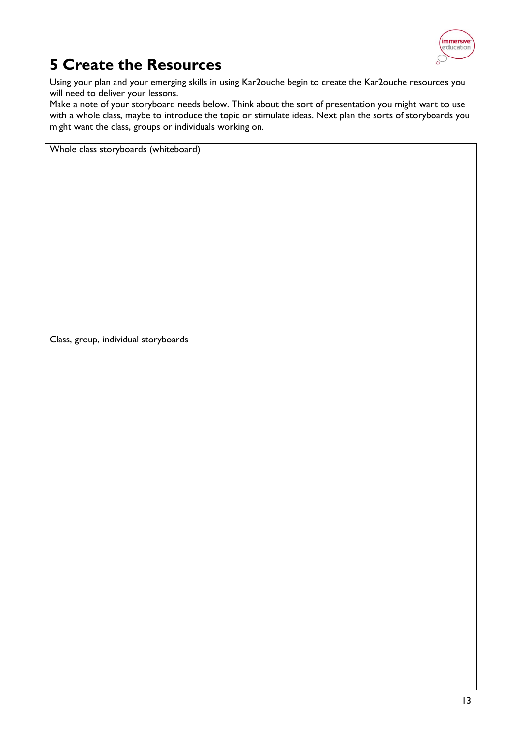# 5 Create the Resources

Using your plan and your emerging skills in using Kar2ouche begin to create the Kar2ouche resources you will need to deliver your lessons.
Make a note of your storyboard needs below. Think about the sort of presentation you might want to use with a whole class, maybe to introduce the topic or stimulate ideas. Next plan the sorts of storyboards you might want the class, groups or individuals working on.

| Whole class storyboards (whiteboard) |
| --- |
| |

| Class, group, individual storyboards |
| --- |
| |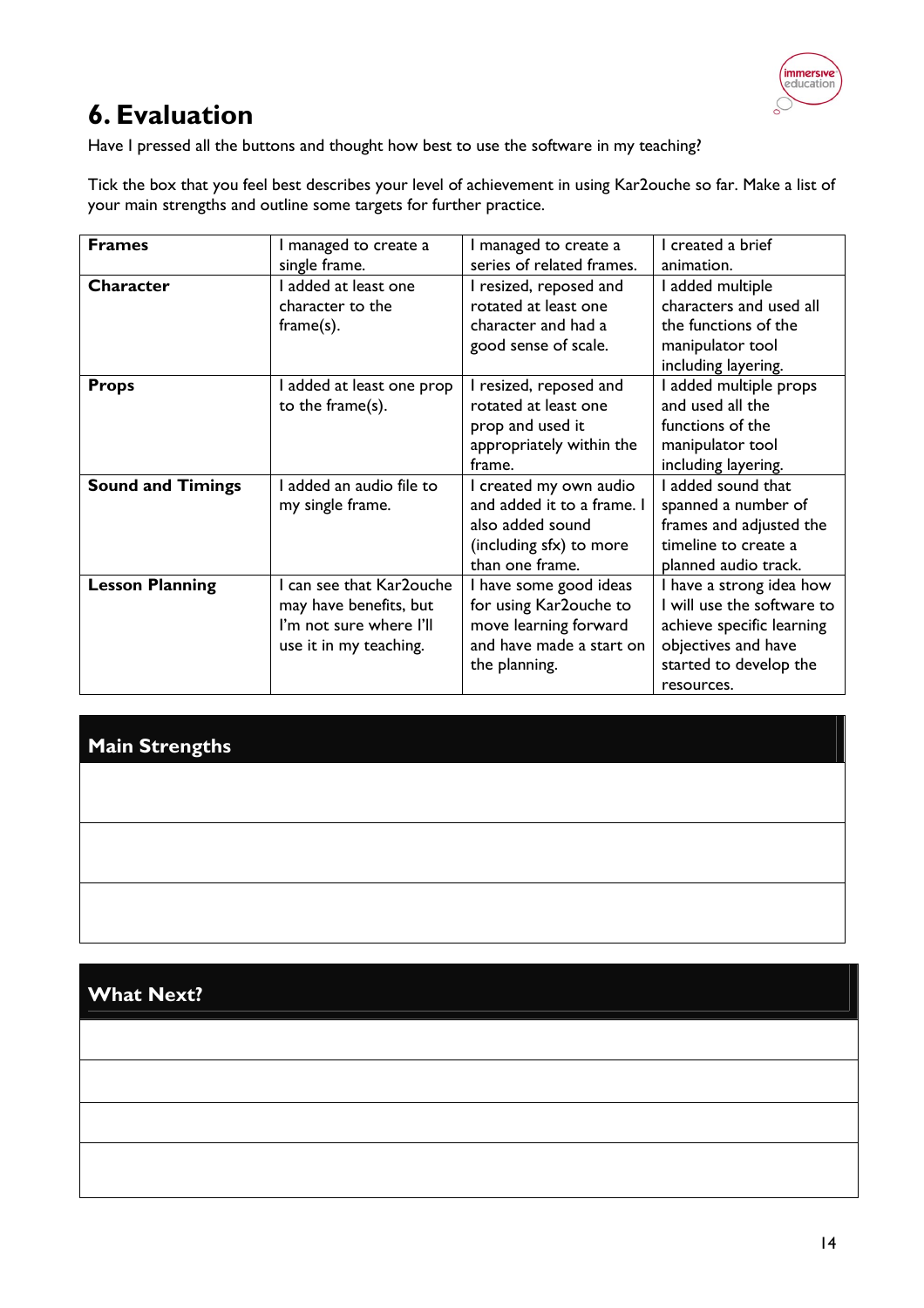# 6. Evaluation

Have I pressed all the buttons and thought how best to use the software in my teaching?

Tick the box that you feel best describes your level of achievement in using Kar2ouche so far. Make a list of your main strengths and outline some targets for further practice.

| | | | |
|---|---|---|---|
| **Frames** | I managed to create a single frame. | I managed to create a series of related frames. | I created a brief animation. |
| **Character** | I added at least one character to the frame(s). | I resized, reposed and rotated at least one character and had a good sense of scale. | I added multiple characters and used all the functions of the manipulator tool including layering. |
| **Props** | I added at least one prop to the frame(s). | I resized, reposed and rotated at least one prop and used it appropriately within the frame. | I added multiple props and used all the functions of the manipulator tool including layering. |
| **Sound and Timings** | I added an audio file to my single frame. | I created my own audio and added it to a frame. I also added sound (including sfx) to more than one frame. | I added sound that spanned a number of frames and adjusted the timeline to create a planned audio track. |
| **Lesson Planning** | I can see that Kar2ouche may have benefits, but I'm not sure where I'll use it in my teaching. | I have some good ideas for using Kar2ouche to move learning forward and have made a start on the planning. | I have a strong idea how I will use the software to achieve specific learning objectives and have started to develop the resources. |

| **Main Strengths** |
|---|
| |
| |
| |

| **What Next?** |
|---|
| |
| |
| |
| |